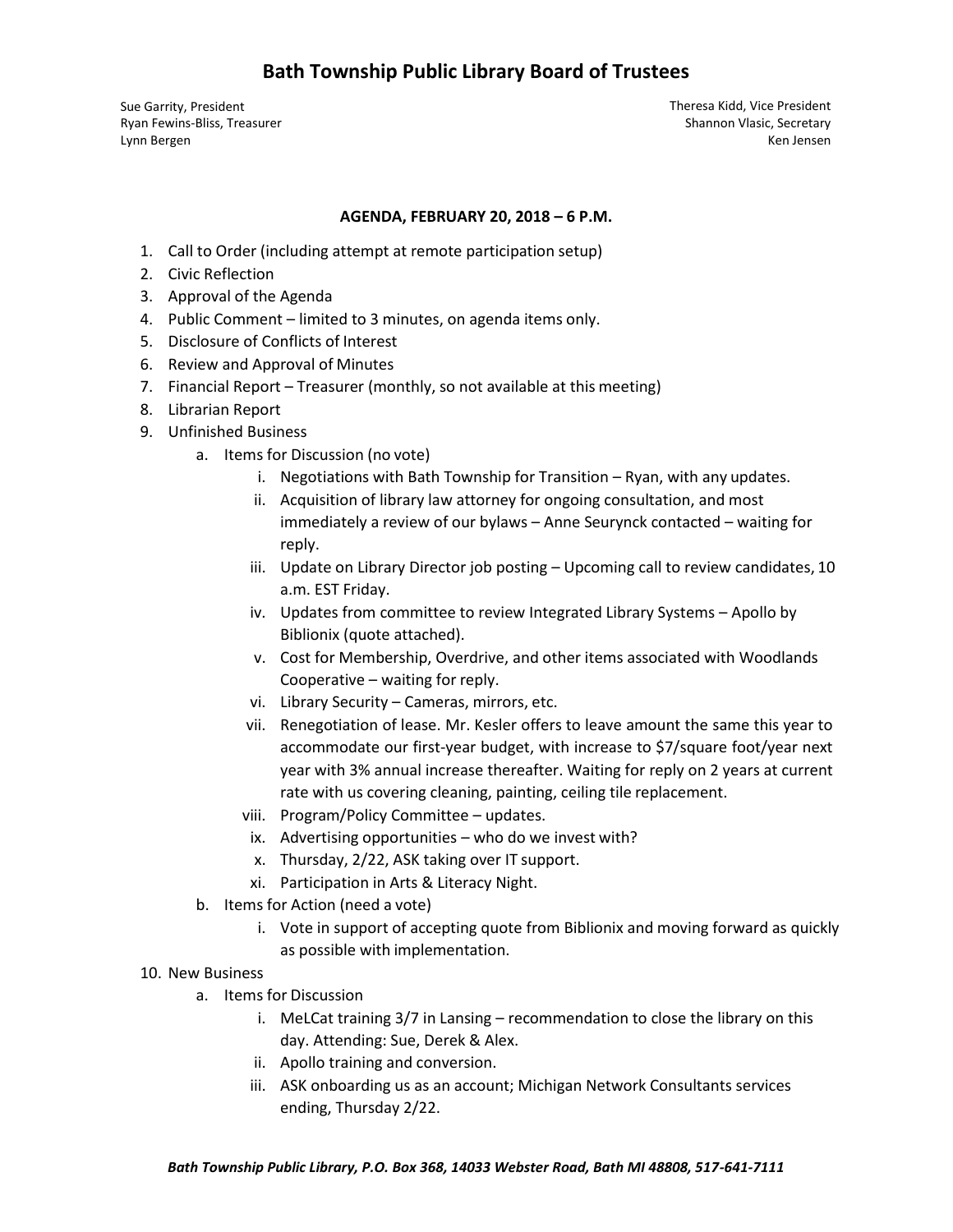# Bath Township Public Library Board of Trustees

Sue Garrity, President
Ryan Fewins-Bliss, Treasurer
Lynn Bergen

Theresa Kidd, Vice President
Shannon Vlasic, Secretary
Ken Jensen

**AGENDA, FEBRUARY 20, 2018 – 6 P.M.**

1. Call to Order (including attempt at remote participation setup)
2. Civic Reflection
3. Approval of the Agenda
4. Public Comment – limited to 3 minutes, on agenda items only.
5. Disclosure of Conflicts of Interest
6. Review and Approval of Minutes
7. Financial Report – Treasurer (monthly, so not available at this meeting)
8. Librarian Report
9. Unfinished Business
   a. Items for Discussion (no vote)
      i. Negotiations with Bath Township for Transition – Ryan, with any updates.
      ii. Acquisition of library law attorney for ongoing consultation, and most immediately a review of our bylaws – Anne Seurynck contacted – waiting for reply.
      iii. Update on Library Director job posting – Upcoming call to review candidates, 10 a.m. EST Friday.
      iv. Updates from committee to review Integrated Library Systems – Apollo by Biblionix (quote attached).
      v. Cost for Membership, Overdrive, and other items associated with Woodlands Cooperative – waiting for reply.
      vi. Library Security – Cameras, mirrors, etc.
      vii. Renegotiation of lease. Mr. Kesler offers to leave amount the same this year to accommodate our first-year budget, with increase to $7/square foot/year next year with 3% annual increase thereafter. Waiting for reply on 2 years at current rate with us covering cleaning, painting, ceiling tile replacement.
      viii. Program/Policy Committee – updates.
      ix. Advertising opportunities – who do we invest with?
      x. Thursday, 2/22, ASK taking over IT support.
      xi. Participation in Arts & Literacy Night.
   b. Items for Action (need a vote)
      i. Vote in support of accepting quote from Biblionix and moving forward as quickly as possible with implementation.
10. New Business
   a. Items for Discussion
      i. MeLCat training 3/7 in Lansing – recommendation to close the library on this day. Attending: Sue, Derek & Alex.
      ii. Apollo training and conversion.
      iii. ASK onboarding us as an account; Michigan Network Consultants services ending, Thursday 2/22.

*Bath Township Public Library, P.O. Box 368, 14033 Webster Road, Bath MI 48808, 517-641-7111*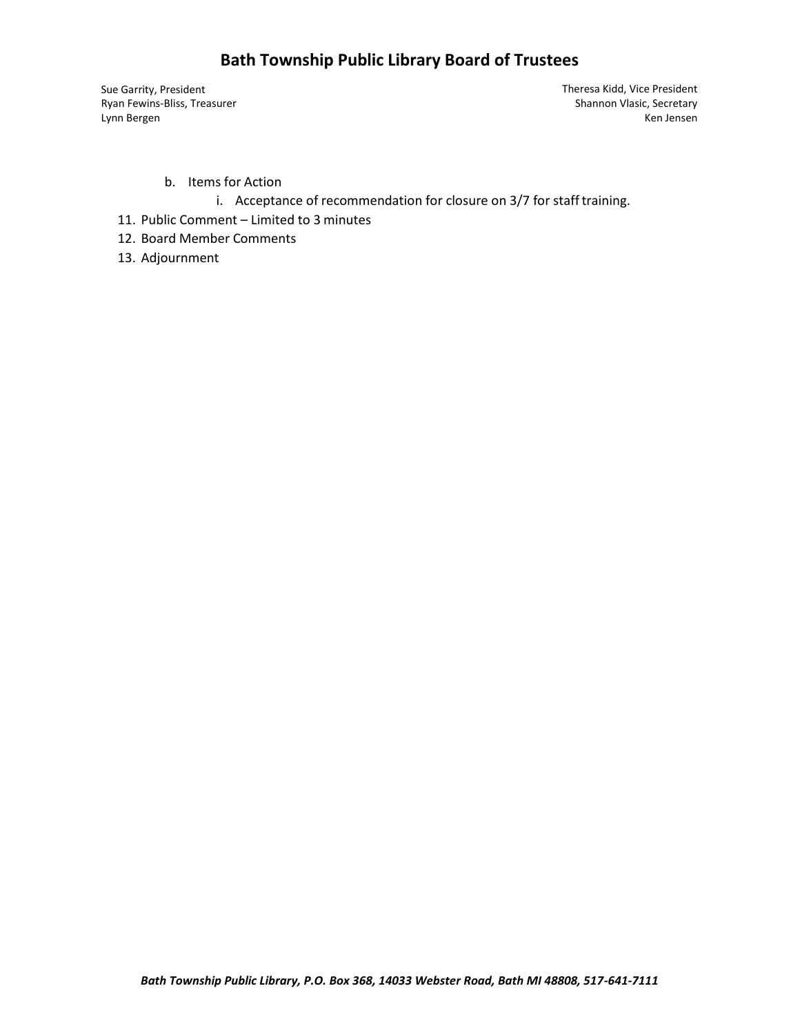# Bath Township Public Library Board of Trustees

Sue Garrity, President
Ryan Fewins-Bliss, Treasurer
Lynn Bergen

Theresa Kidd, Vice President
Shannon Vlasic, Secretary
Ken Jensen

b. Items for Action
    i. Acceptance of recommendation for closure on 3/7 for staff training.

11. Public Comment – Limited to 3 minutes
12. Board Member Comments
13. Adjournment

*Bath Township Public Library, P.O. Box 368, 14033 Webster Road, Bath MI 48808, 517-641-7111*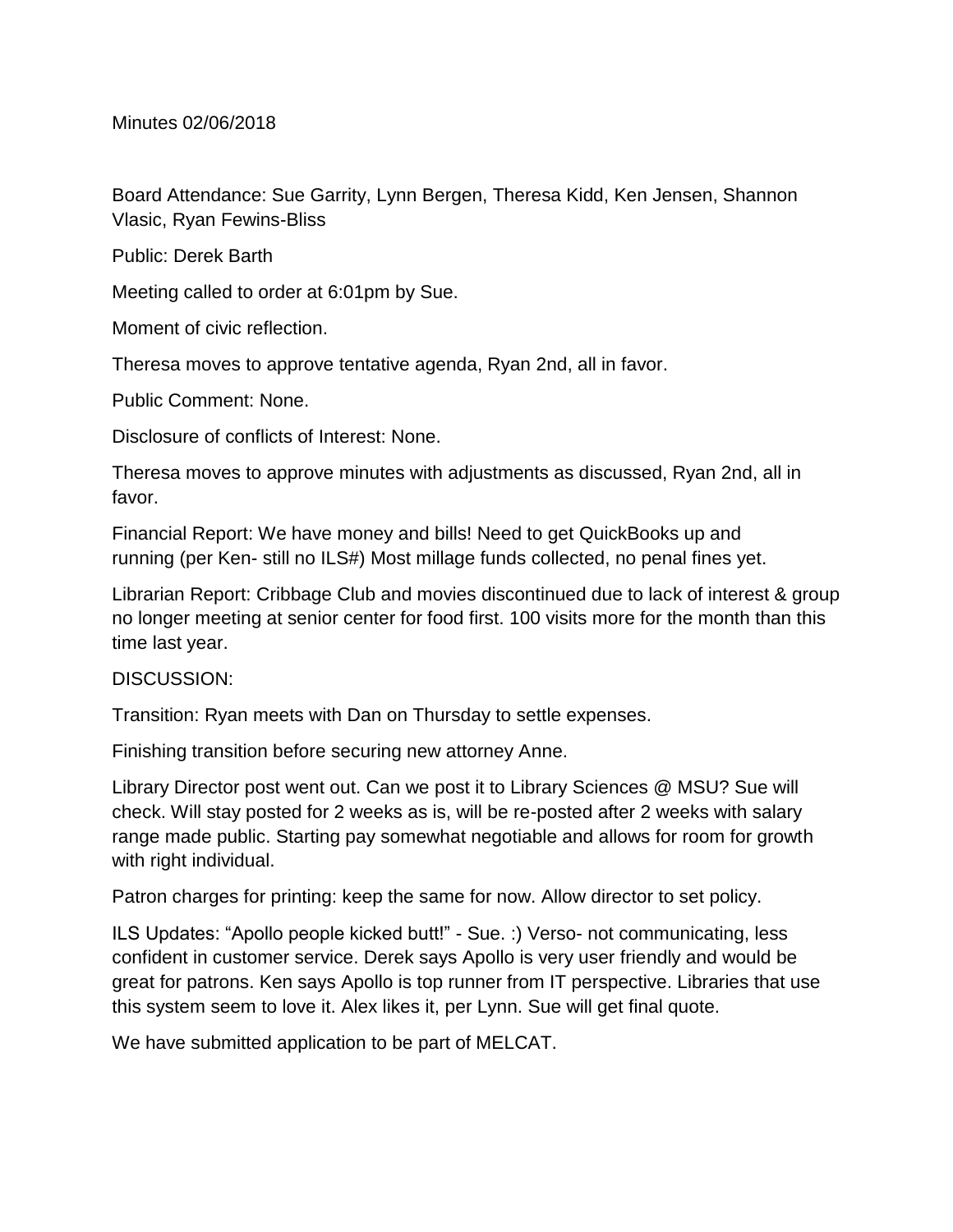Minutes 02/06/2018

Board Attendance: Sue Garrity, Lynn Bergen, Theresa Kidd, Ken Jensen, Shannon Vlasic, Ryan Fewins-Bliss

Public: Derek Barth

Meeting called to order at 6:01pm by Sue.

Moment of civic reflection.

Theresa moves to approve tentative agenda, Ryan 2nd, all in favor.

Public Comment: None.

Disclosure of conflicts of Interest: None.

Theresa moves to approve minutes with adjustments as discussed, Ryan 2nd, all in favor.

Financial Report: We have money and bills! Need to get QuickBooks up and running (per Ken- still no ILS#) Most millage funds collected, no penal fines yet.

Librarian Report: Cribbage Club and movies discontinued due to lack of interest & group no longer meeting at senior center for food first. 100 visits more for the month than this time last year.

DISCUSSION:

Transition: Ryan meets with Dan on Thursday to settle expenses.

Finishing transition before securing new attorney Anne.

Library Director post went out. Can we post it to Library Sciences @ MSU? Sue will check. Will stay posted for 2 weeks as is, will be re-posted after 2 weeks with salary range made public. Starting pay somewhat negotiable and allows for room for growth with right individual.

Patron charges for printing: keep the same for now. Allow director to set policy.

ILS Updates: "Apollo people kicked butt!" - Sue. :) Verso- not communicating, less confident in customer service. Derek says Apollo is very user friendly and would be great for patrons. Ken says Apollo is top runner from IT perspective. Libraries that use this system seem to love it. Alex likes it, per Lynn. Sue will get final quote.

We have submitted application to be part of MELCAT.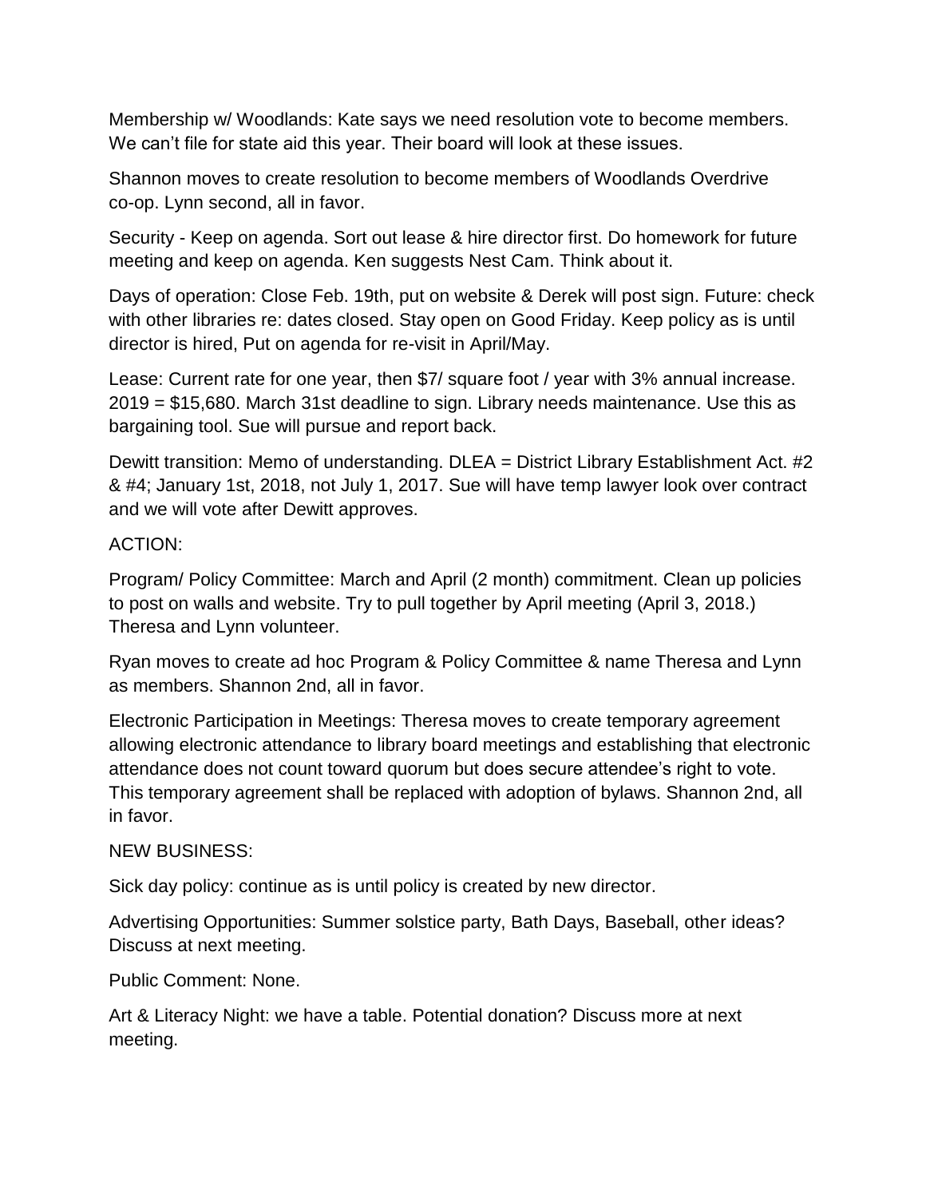Membership w/ Woodlands: Kate says we need resolution vote to become members. We can't file for state aid this year. Their board will look at these issues.

Shannon moves to create resolution to become members of Woodlands Overdrive co-op. Lynn second, all in favor.

Security - Keep on agenda. Sort out lease & hire director first. Do homework for future meeting and keep on agenda. Ken suggests Nest Cam. Think about it.

Days of operation: Close Feb. 19th, put on website & Derek will post sign. Future: check with other libraries re: dates closed. Stay open on Good Friday. Keep policy as is until director is hired, Put on agenda for re-visit in April/May.

Lease: Current rate for one year, then $7/ square foot / year with 3% annual increase. 2019 = $15,680. March 31st deadline to sign. Library needs maintenance. Use this as bargaining tool. Sue will pursue and report back.

Dewitt transition: Memo of understanding. DLEA = District Library Establishment Act. #2 & #4; January 1st, 2018, not July 1, 2017. Sue will have temp lawyer look over contract and we will vote after Dewitt approves.

ACTION:

Program/ Policy Committee: March and April (2 month) commitment. Clean up policies to post on walls and website. Try to pull together by April meeting (April 3, 2018.) Theresa and Lynn volunteer.

Ryan moves to create ad hoc Program & Policy Committee & name Theresa and Lynn as members. Shannon 2nd, all in favor.

Electronic Participation in Meetings: Theresa moves to create temporary agreement allowing electronic attendance to library board meetings and establishing that electronic attendance does not count toward quorum but does secure attendee's right to vote. This temporary agreement shall be replaced with adoption of bylaws. Shannon 2nd, all in favor.

NEW BUSINESS:

Sick day policy: continue as is until policy is created by new director.

Advertising Opportunities: Summer solstice party, Bath Days, Baseball, other ideas? Discuss at next meeting.

Public Comment: None.

Art & Literacy Night: we have a table. Potential donation? Discuss more at next meeting.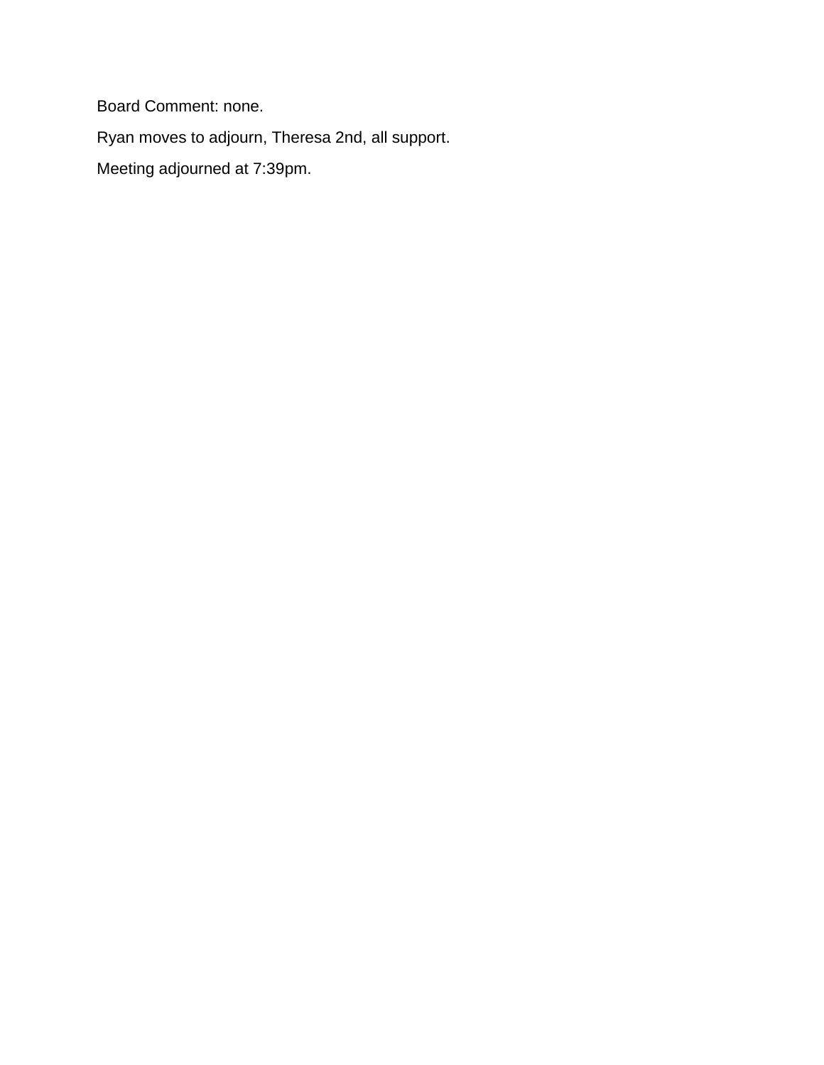Board Comment: none.

Ryan moves to adjourn, Theresa 2nd, all support.

Meeting adjourned at 7:39pm.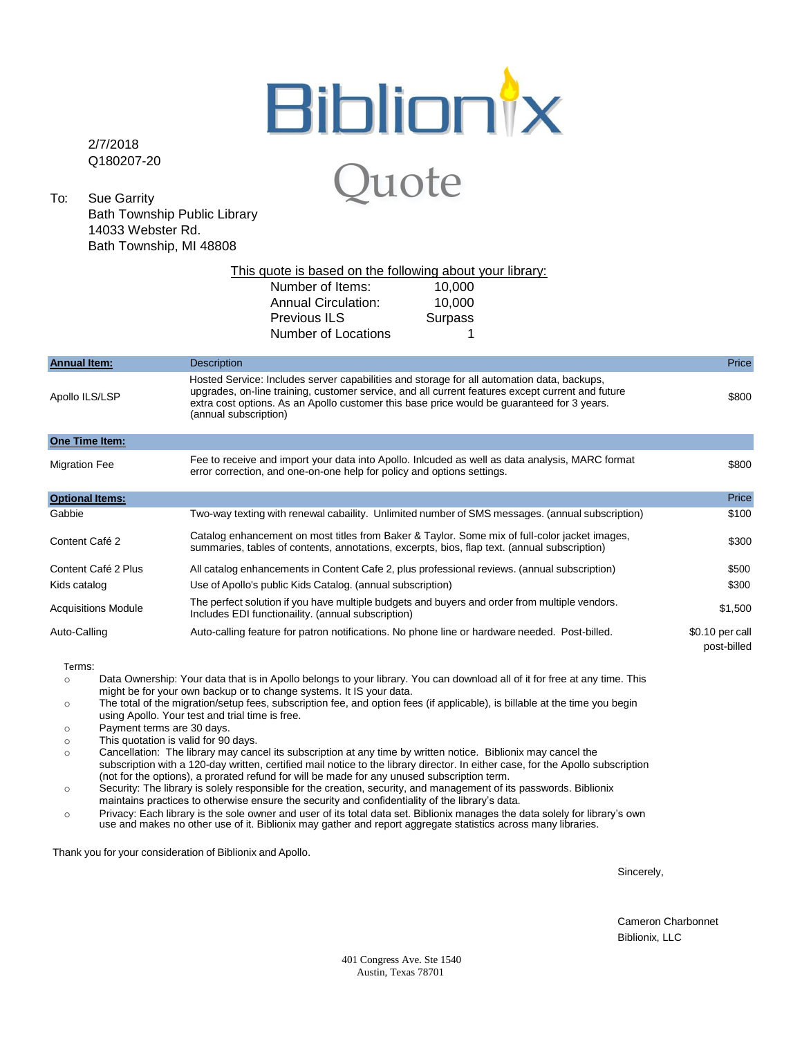# Biblionix

# Quote

2/7/2018
Q180207-20

To: Sue Garrity
Bath Township Public Library
14033 Webster Rd.
Bath Township, MI 48808

This quote is based on the following about your library:

| | |
|---|---|
| Number of Items: | 10,000 |
| Annual Circulation: | 10,000 |
| Previous ILS | Surpass |
| Number of Locations | 1 |

| **Annual Item:** | Description | Price |
|---|---|---|
| Apollo ILS/LSP | Hosted Service: Includes server capabilities and storage for all automation data, backups, upgrades, on-line training, customer service, and all current features except current and future extra cost options. As an Apollo customer this base price would be guaranteed for 3 years. (annual subscription) | $800 |
| **One Time Item:** | | |
| Migration Fee | Fee to receive and import your data into Apollo. Inlcuded as well as data analysis, MARC format error correction, and one-on-one help for policy and options settings. | $800 |
| **Optional Items:** | | Price |
| Gabbie | Two-way texting with renewal cabaility. Unlimited number of SMS messages. (annual subscription) | $100 |
| Content Café 2 | Catalog enhancement on most titles from Baker & Taylor. Some mix of full-color jacket images, summaries, tables of contents, annotations, excerpts, bios, flap text. (annual subscription) | $300 |
| Content Café 2 Plus | All catalog enhancements in Content Cafe 2, plus professional reviews. (annual subscription) | $500 |
| Kids catalog | Use of Apollo's public Kids Catalog. (annual subscription) | $300 |
| Acquisitions Module | The perfect solution if you have multiple budgets and buyers and order from multiple vendors. Includes EDI functionaility. (annual subscription) | $1,500 |
| Auto-Calling | Auto-calling feature for patron notifications. No phone line or hardware needed. Post-billed. | $0.10 per call post-billed |

Terms:

- Data Ownership: Your data that is in Apollo belongs to your library. You can download all of it for free at any time. This might be for your own backup or to change systems. It IS your data.
- The total of the migration/setup fees, subscription fee, and option fees (if applicable), is billable at the time you begin using Apollo. Your test and trial time is free.
- Payment terms are 30 days.
- This quotation is valid for 90 days.
- Cancellation: The library may cancel its subscription at any time by written notice. Biblionix may cancel the subscription with a 120-day written, certified mail notice to the library director. In either case, for the Apollo subscription (not for the options), a prorated refund for will be made for any unused subscription term.
- Security: The library is solely responsible for the creation, security, and management of its passwords. Biblionix maintains practices to otherwise ensure the security and confidentiality of the library's data.
- Privacy: Each library is the sole owner and user of its total data set. Biblionix manages the data solely for library's own use and makes no other use of it. Biblionix may gather and report aggregate statistics across many libraries.

Thank you for your consideration of Biblionix and Apollo.

Sincerely,

Cameron Charbonnet
Biblionix, LLC

401 Congress Ave. Ste 1540
Austin, Texas 78701